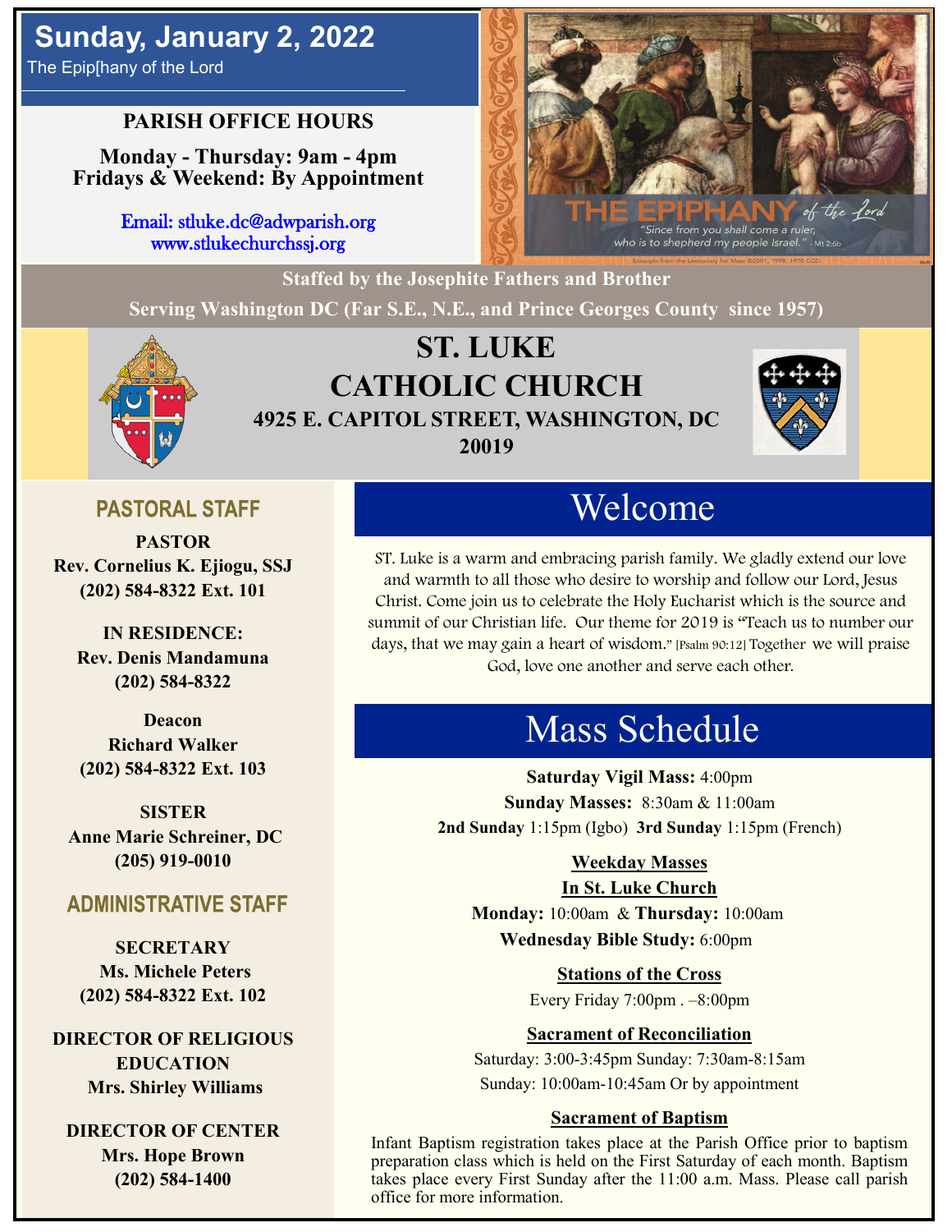# Sunday, January 2, 2022

The Epip[hany of the Lord

**PARISH OFFICE HOURS**

**Monday - Thursday: 9am - 4pm**
**Fridays & Weekend: By Appointment**

Email: stluke.dc@adwparish.org
www.stlukechurchssj.org

THE EPIPHANY of the Lord

"Since from you shall come a ruler, who is to shepherd my people Israel." - Mt 2:6b

Excerpts from the Lectionary for Mass ©2001, 1998, 1970 CCD.

**Staffed by the Josephite Fathers and Brother**

**Serving Washington DC (Far S.E., N.E., and Prince Georges County since 1957)**

# ST. LUKE CATHOLIC CHURCH

**4925 E. CAPITOL STREET, WASHINGTON, DC 20019**

## PASTORAL STAFF

**PASTOR**
**Rev. Cornelius K. Ejiogu, SSJ**
**(202) 584-8322 Ext. 101**

**IN RESIDENCE:**
**Rev. Denis Mandamuna**
**(202) 584-8322**

**Deacon**
**Richard Walker**
**(202) 584-8322 Ext. 103**

**SISTER**
**Anne Marie Schreiner, DC**
**(205) 919-0010**

## ADMINISTRATIVE STAFF

**SECRETARY**
**Ms. Michele Peters**
**(202) 584-8322 Ext. 102**

**DIRECTOR OF RELIGIOUS EDUCATION**
**Mrs. Shirley Williams**

**DIRECTOR OF CENTER**
**Mrs. Hope Brown**
**(202) 584-1400**

## Welcome

ST. Luke is a warm and embracing parish family. We gladly extend our love and warmth to all those who desire to worship and follow our Lord, Jesus Christ. Come join us to celebrate the Holy Eucharist which is the source and summit of our Christian life. Our theme for 2019 is "Teach us to number our days, that we may gain a heart of wisdom." [Psalm 90:12] Together we will praise God, love one another and serve each other.

## Mass Schedule

**Saturday Vigil Mass:** 4:00pm
**Sunday Masses:** 8:30am & 11:00am
**2nd Sunday** 1:15pm (Igbo) **3rd Sunday** 1:15pm (French)

**Weekday Masses**
**In St. Luke Church**
**Monday:** 10:00am & **Thursday:** 10:00am
**Wednesday Bible Study:** 6:00pm

**Stations of the Cross**
Every Friday 7:00pm . –8:00pm

**Sacrament of Reconciliation**
Saturday: 3:00-3:45pm Sunday: 7:30am-8:15am
Sunday: 10:00am-10:45am Or by appointment

**Sacrament of Baptism**
Infant Baptism registration takes place at the Parish Office prior to baptism preparation class which is held on the First Saturday of each month. Baptism takes place every First Sunday after the 11:00 a.m. Mass. Please call parish office for more information.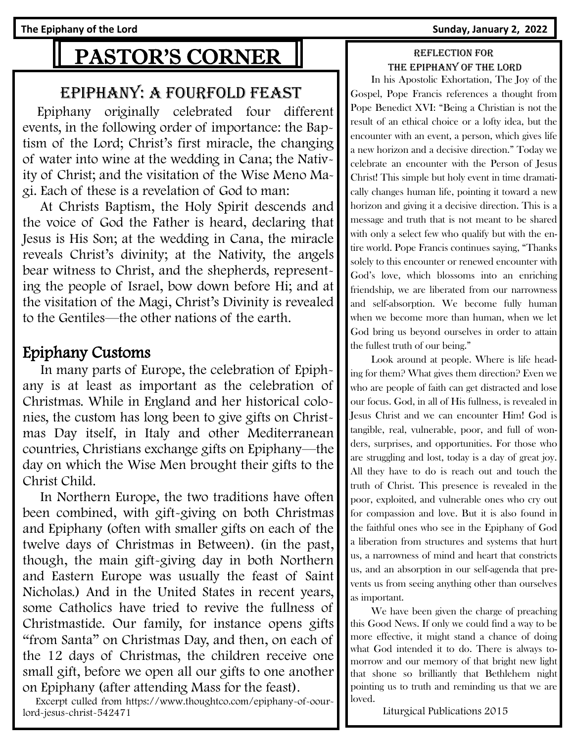# PASTOR'S CORNER

## EPIPHANY: A FOURFOLD FEAST

Epiphany originally celebrated four different events, in the following order of importance: the Baptism of the Lord; Christ's first miracle, the changing of water into wine at the wedding in Cana; the Nativity of Christ; and the visitation of the Wise Meno Magi. Each of these is a revelation of God to man:

At Christs Baptism, the Holy Spirit descends and the voice of God the Father is heard, declaring that Jesus is His Son; at the wedding in Cana, the miracle reveals Christ's divinity; at the Nativity, the angels bear witness to Christ, and the shepherds, representing the people of Israel, bow down before Hi; and at the visitation of the Magi, Christ's Divinity is revealed to the Gentiles—the other nations of the earth.

## Epiphany Customs

In many parts of Europe, the celebration of Epiphany is at least as important as the celebration of Christmas. While in England and her historical colonies, the custom has long been to give gifts on Christmas Day itself, in Italy and other Mediterranean countries, Christians exchange gifts on Epiphany—the day on which the Wise Men brought their gifts to the Christ Child.

In Northern Europe, the two traditions have often been combined, with gift-giving on both Christmas and Epiphany (often with smaller gifts on each of the twelve days of Christmas in Between). (in the past, though, the main gift-giving day in both Northern and Eastern Europe was usually the feast of Saint Nicholas.) And in the United States in recent years, some Catholics have tried to revive the fullness of Christmastide. Our family, for instance opens gifts "from Santa" on Christmas Day, and then, on each of the 12 days of Christmas, the children receive one small gift, before we open all our gifts to one another on Epiphany (after attending Mass for the feast).

Excerpt culled from https://www.thoughtco.com/epiphany-of-oour-lord-jesus-christ-542471

### REFLECTION FOR THE EPIPHANY OF THE LORD

In his Apostolic Exhortation, The Joy of the Gospel, Pope Francis references a thought from Pope Benedict XVI: "Being a Christian is not the result of an ethical choice or a lofty idea, but the encounter with an event, a person, which gives life a new horizon and a decisive direction." Today we celebrate an encounter with the Person of Jesus Christ! This simple but holy event in time dramatically changes human life, pointing it toward a new horizon and giving it a decisive direction. This is a message and truth that is not meant to be shared with only a select few who qualify but with the entire world. Pope Francis continues saying, "Thanks solely to this encounter or renewed encounter with God's love, which blossoms into an enriching friendship, we are liberated from our narrowness and self-absorption. We become fully human when we become more than human, when we let God bring us beyond ourselves in order to attain the fullest truth of our being."

Look around at people. Where is life heading for them? What gives them direction? Even we who are people of faith can get distracted and lose our focus. God, in all of His fullness, is revealed in Jesus Christ and we can encounter Him! God is tangible, real, vulnerable, poor, and full of wonders, surprises, and opportunities. For those who are struggling and lost, today is a day of great joy. All they have to do is reach out and touch the truth of Christ. This presence is revealed in the poor, exploited, and vulnerable ones who cry out for compassion and love. But it is also found in the faithful ones who see in the Epiphany of God a liberation from structures and systems that hurt us, a narrowness of mind and heart that constricts us, and an absorption in our self-agenda that prevents us from seeing anything other than ourselves as important.

We have been given the charge of preaching this Good News. If only we could find a way to be more effective, it might stand a chance of doing what God intended it to do. There is always tomorrow and our memory of that bright new light that shone so brilliantly that Bethlehem night pointing us to truth and reminding us that we are loved.

Liturgical Publications 2015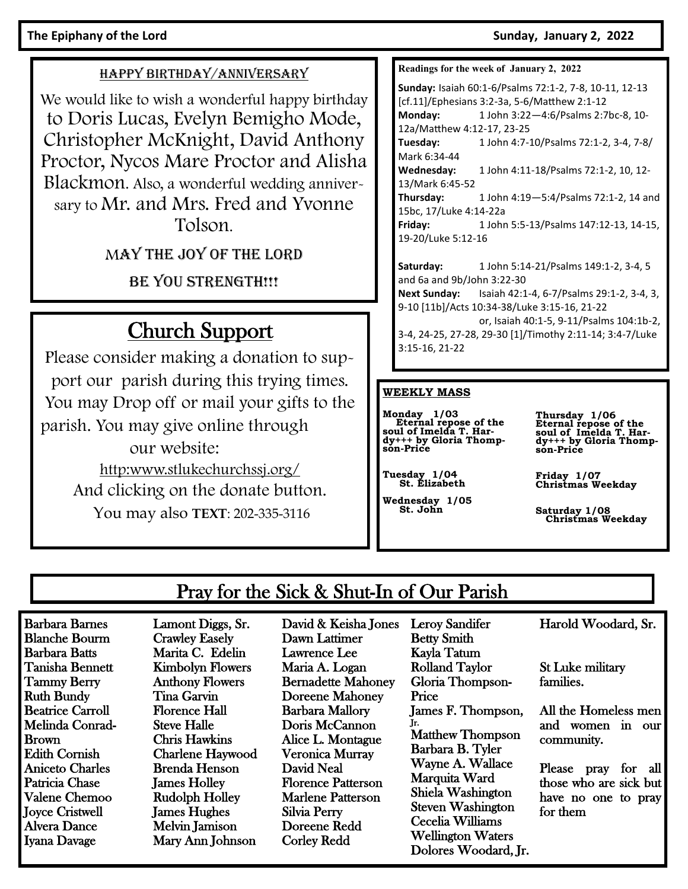**The Epiphany of the Lord** **Sunday, January 2, 2022**

## HAPPY BIRTHDAY/ANNIVERSARY

We would like to wish a wonderful happy birthday to Doris Lucas, Evelyn Bemigho Mode, Christopher McKnight, David Anthony Proctor, Nycos Mare Proctor and Alisha Blackmon. Also, a wonderful wedding anniversary to Mr. and Mrs. Fred and Yvonne Tolson.

MAY THE JOY OF THE LORD

BE YOU STRENGTH!!!

## Church Support

Please consider making a donation to support our parish during this trying times. You may Drop off or mail your gifts to the parish. You may give online through our website:

http:www.stlukechurchssj.org/

And clicking on the donate button.

You may also **TEXT**: 202-335-3116

**Readings for the week of January 2, 2022**

**Sunday:** Isaiah 60:1-6/Psalms 72:1-2, 7-8, 10-11, 12-13 [cf.11]/Ephesians 3:2-3a, 5-6/Matthew 2:1-12

**Monday:** 1 John 3:22—4:6/Psalms 2:7bc-8, 10-12a/Matthew 4:12-17, 23-25

**Tuesday:** 1 John 4:7-10/Psalms 72:1-2, 3-4, 7-8/ Mark 6:34-44

**Wednesday:** 1 John 4:11-18/Psalms 72:1-2, 10, 12-13/Mark 6:45-52

**Thursday:** 1 John 4:19—5:4/Psalms 72:1-2, 14 and 15bc, 17/Luke 4:14-22a

**Friday:** 1 John 5:5-13/Psalms 147:12-13, 14-15, 19-20/Luke 5:12-16

**Saturday:** 1 John 5:14-21/Psalms 149:1-2, 3-4, 5 and 6a and 9b/John 3:22-30

**Next Sunday:** Isaiah 42:1-4, 6-7/Psalms 29:1-2, 3-4, 3, 9-10 [11b]/Acts 10:34-38/Luke 3:15-16, 21-22
or, Isaiah 40:1-5, 9-11/Psalms 104:1b-2, 3-4, 24-25, 27-28, 29-30 [1]/Timothy 2:11-14; 3:4-7/Luke 3:15-16, 21-22

**WEEKLY MASS**

**Monday 1/03**
Eternal repose of the soul of Imelda T. Hardy+++ by Gloria Thompson-Price

**Tuesday 1/04**
St. Elizabeth

**Wednesday 1/05**
St. John

**Thursday 1/06**
Eternal repose of the soul of Imelda T. Hardy+++ by Gloria Thompson-Price

**Friday 1/07**
Christmas Weekday

**Saturday 1/08**
Christmas Weekday

## Pray for the Sick & Shut-In of Our Parish

Barbara Barnes
Blanche Bourm
Barbara Batts
Tanisha Bennett
Tammy Berry
Ruth Bundy
Beatrice Carroll
Melinda Conrad-Brown
Edith Cornish
Aniceto Charles
Patricia Chase
Valene Chemoo
Joyce Cristwell
Alvera Dance
Iyana Davage
Lamont Diggs, Sr.
Crawley Easely
Marita C. Edelin
Kimbolyn Flowers
Anthony Flowers
Tina Garvin
Florence Hall
Steve Halle
Chris Hawkins
Charlene Haywood
Brenda Henson
James Holley
Rudolph Holley
James Hughes
Melvin Jamison
Mary Ann Johnson
David & Keisha Jones
Dawn Lattimer
Lawrence Lee
Maria A. Logan
Bernadette Mahoney
Doreene Mahoney
Barbara Mallory
Doris McCannon
Alice L. Montague
Veronica Murray
David Neal
Florence Patterson
Marlene Patterson
Silvia Perry
Doreene Redd
Corley Redd
Leroy Sandifer
Betty Smith
Kayla Tatum
Rolland Taylor
Gloria Thompson-Price
James F. Thompson, Jr.
Matthew Thompson
Barbara B. Tyler
Wayne A. Wallace
Marquita Ward
Shiela Washington
Steven Washington
Cecelia Williams
Wellington Waters
Dolores Woodard, Jr.
Harold Woodard, Sr.

St Luke military families.

All the Homeless men and women in our community.

Please pray for all those who are sick but have no one to pray for them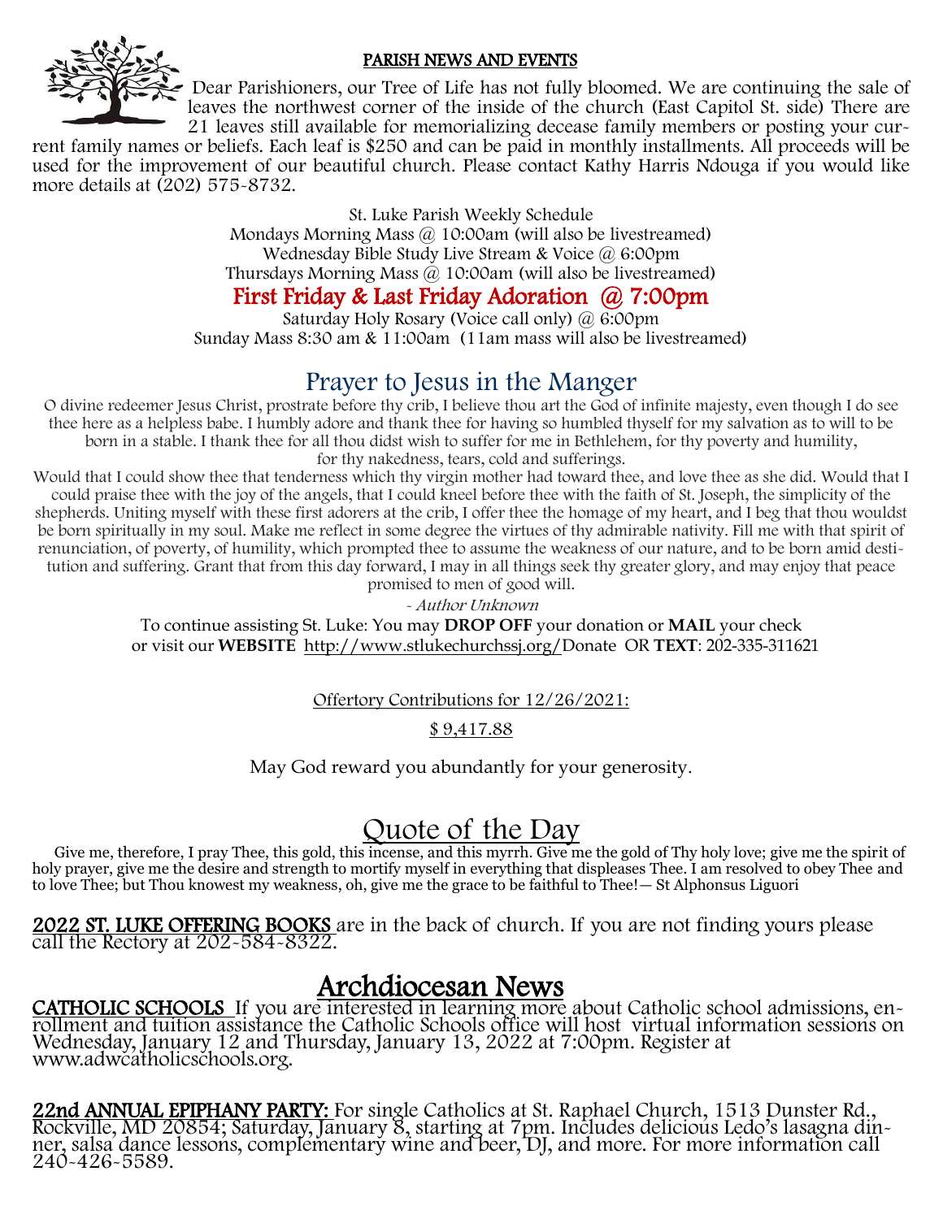## PARISH NEWS AND EVENTS

Dear Parishioners, our Tree of Life has not fully bloomed. We are continuing the sale of leaves the northwest corner of the inside of the church (East Capitol St. side) There are 21 leaves still available for memorializing decease family members or posting your current family names or beliefs. Each leaf is $250 and can be paid in monthly installments. All proceeds will be used for the improvement of our beautiful church. Please contact Kathy Harris Ndouga if you would like more details at (202) 575-8732.

St. Luke Parish Weekly Schedule
Mondays Morning Mass @ 10:00am (will also be livestreamed)
Wednesday Bible Study Live Stream & Voice @ 6:00pm
Thursdays Morning Mass @ 10:00am (will also be livestreamed)

**First Friday & Last Friday Adoration @ 7:00pm**

Saturday Holy Rosary (Voice call only) @ 6:00pm
Sunday Mass 8:30 am & 11:00am (11am mass will also be livestreamed)

## Prayer to Jesus in the Manger

O divine redeemer Jesus Christ, prostrate before thy crib, I believe thou art the God of infinite majesty, even though I do see thee here as a helpless babe. I humbly adore and thank thee for having so humbled thyself for my salvation as to will to be born in a stable. I thank thee for all thou didst wish to suffer for me in Bethlehem, for thy poverty and humility, for thy nakedness, tears, cold and sufferings.

Would that I could show thee that tenderness which thy virgin mother had toward thee, and love thee as she did. Would that I could praise thee with the joy of the angels, that I could kneel before thee with the faith of St. Joseph, the simplicity of the shepherds. Uniting myself with these first adorers at the crib, I offer thee the homage of my heart, and I beg that thou wouldst be born spiritually in my soul. Make me reflect in some degree the virtues of thy admirable nativity. Fill me with that spirit of renunciation, of poverty, of humility, which prompted thee to assume the weakness of our nature, and to be born amid destitution and suffering. Grant that from this day forward, I may in all things seek thy greater glory, and may enjoy that peace promised to men of good will.

*- Author Unknown*

To continue assisting St. Luke: You may **DROP OFF** your donation or **MAIL** your check or visit our **WEBSITE** http://www.stlukechurchssj.org/Donate OR **TEXT**: 202-335-311621

Offertory Contributions for 12/26/2021:

$ 9,417.88

May God reward you abundantly for your generosity.

## Quote of the Day

Give me, therefore, I pray Thee, this gold, this incense, and this myrrh. Give me the gold of Thy holy love; give me the spirit of holy prayer, give me the desire and strength to mortify myself in everything that displeases Thee. I am resolved to obey Thee and to love Thee; but Thou knowest my weakness, oh, give me the grace to be faithful to Thee!— St Alphonsus Liguori

**2022 ST. LUKE OFFERING BOOKS** are in the back of church. If you are not finding yours please call the Rectory at 202-584-8322.

## Archdiocesan News

**CATHOLIC SCHOOLS** If you are interested in learning more about Catholic school admissions, enrollment and tuition assistance the Catholic Schools office will host virtual information sessions on Wednesday, January 12 and Thursday, January 13, 2022 at 7:00pm. Register at www.adwcatholicschools.org.

**22nd ANNUAL EPIPHANY PARTY:** For single Catholics at St. Raphael Church, 1513 Dunster Rd., Rockville, MD 20854; Saturday, January 8, starting at 7pm. Includes delicious Ledo's lasagna dinner, salsa dance lessons, complementary wine and beer, DJ, and more. For more information call 240-426-5589.